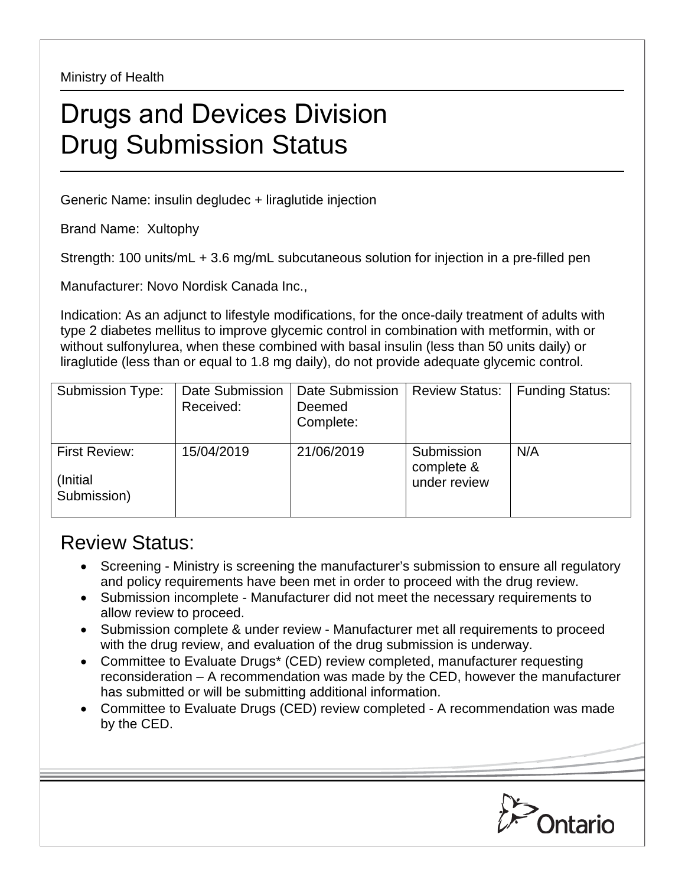Ministry of Health

# Drugs and Devices Division
# Drug Submission Status

Generic Name: insulin degludec + liraglutide injection

Brand Name: Xultophy

Strength: 100 units/mL + 3.6 mg/mL subcutaneous solution for injection in a pre-filled pen

Manufacturer: Novo Nordisk Canada Inc.,

Indication: As an adjunct to lifestyle modifications, for the once-daily treatment of adults with type 2 diabetes mellitus to improve glycemic control in combination with metformin, with or without sulfonylurea, when these combined with basal insulin (less than 50 units daily) or liraglutide (less than or equal to 1.8 mg daily), do not provide adequate glycemic control.

| Submission Type: | Date Submission Received: | Date Submission Deemed Complete: | Review Status: | Funding Status: |
|---|---|---|---|---|
| First Review: (Initial Submission) | 15/04/2019 | 21/06/2019 | Submission complete & under review | N/A |

## Review Status:

- Screening - Ministry is screening the manufacturer's submission to ensure all regulatory and policy requirements have been met in order to proceed with the drug review.
- Submission incomplete - Manufacturer did not meet the necessary requirements to allow review to proceed.
- Submission complete & under review - Manufacturer met all requirements to proceed with the drug review, and evaluation of the drug submission is underway.
- Committee to Evaluate Drugs* (CED) review completed, manufacturer requesting reconsideration – A recommendation was made by the CED, however the manufacturer has submitted or will be submitting additional information.
- Committee to Evaluate Drugs (CED) review completed - A recommendation was made by the CED.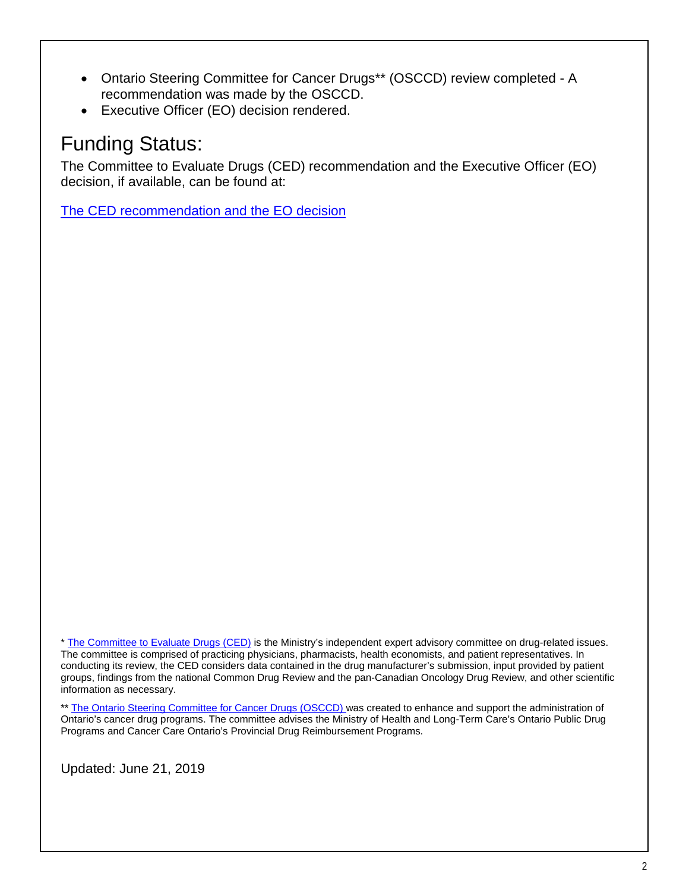- Ontario Steering Committee for Cancer Drugs** (OSCCD) review completed - A recommendation was made by the OSCCD.
- Executive Officer (EO) decision rendered.

## Funding Status:

The Committee to Evaluate Drugs (CED) recommendation and the Executive Officer (EO) decision, if available, can be found at:

The CED recommendation and the EO decision

* The Committee to Evaluate Drugs (CED) is the Ministry's independent expert advisory committee on drug-related issues. The committee is comprised of practicing physicians, pharmacists, health economists, and patient representatives. In conducting its review, the CED considers data contained in the drug manufacturer's submission, input provided by patient groups, findings from the national Common Drug Review and the pan-Canadian Oncology Drug Review, and other scientific information as necessary.

** The Ontario Steering Committee for Cancer Drugs (OSCCD) was created to enhance and support the administration of Ontario's cancer drug programs. The committee advises the Ministry of Health and Long-Term Care's Ontario Public Drug Programs and Cancer Care Ontario's Provincial Drug Reimbursement Programs.

Updated: June 21, 2019